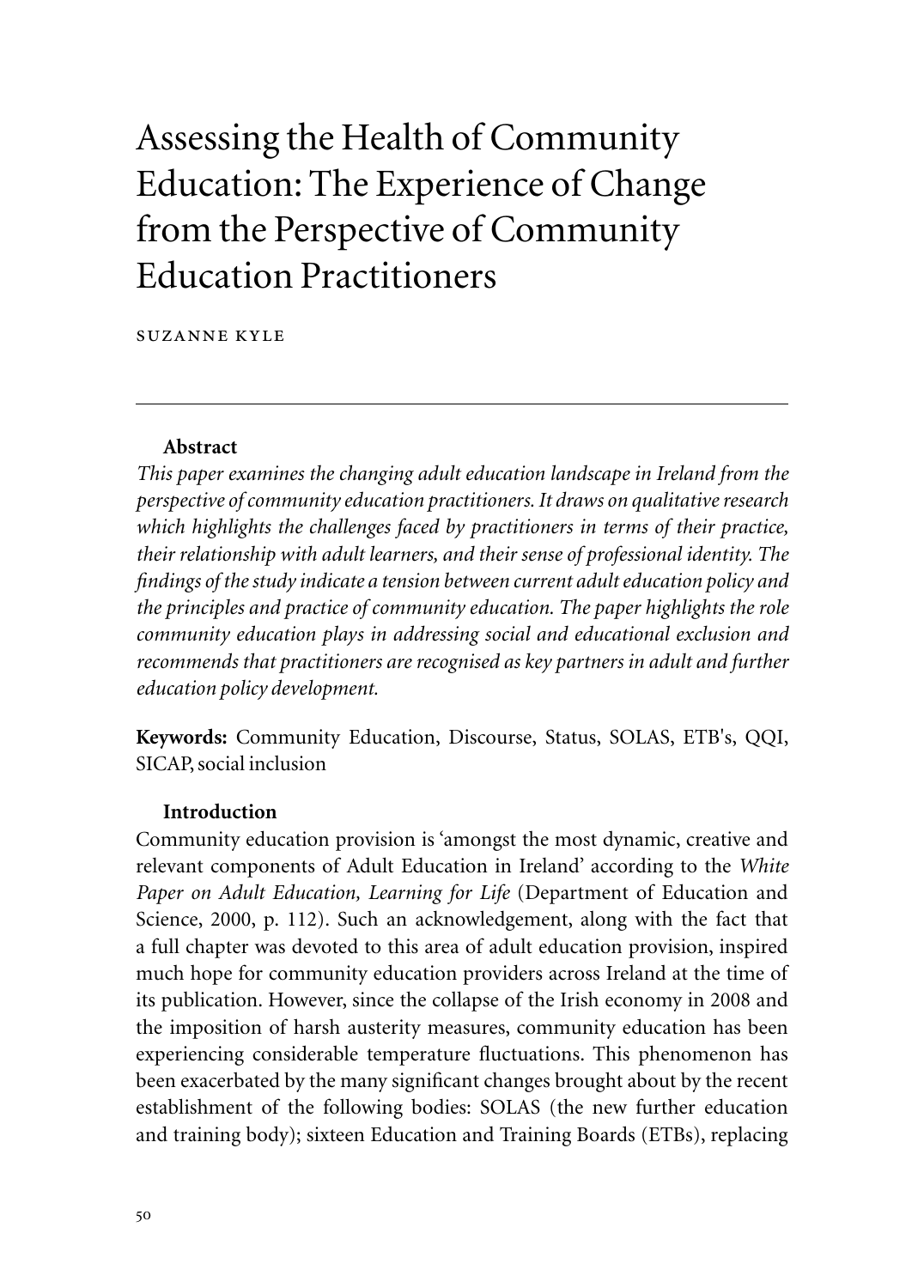# Assessing the Health of Community Education: The Experience of Change from the Perspective of Community Education Practitioners

SUZANNE KYLE

---

### Abstract

*This paper examines the changing adult education landscape in Ireland from the perspective of community education practitioners. It draws on qualitative research which highlights the challenges faced by practitioners in terms of their practice, their relationship with adult learners, and their sense of professional identity. The findings of the study indicate a tension between current adult education policy and the principles and practice of community education. The paper highlights the role community education plays in addressing social and educational exclusion and recommends that practitioners are recognised as key partners in adult and further education policy development.*

**Keywords:** Community Education, Discourse, Status, SOLAS, ETB's, QQI, SICAP, social inclusion

### Introduction

Community education provision is 'amongst the most dynamic, creative and relevant components of Adult Education in Ireland' according to the *White Paper on Adult Education, Learning for Life* (Department of Education and Science, 2000, p. 112). Such an acknowledgement, along with the fact that a full chapter was devoted to this area of adult education provision, inspired much hope for community education providers across Ireland at the time of its publication. However, since the collapse of the Irish economy in 2008 and the imposition of harsh austerity measures, community education has been experiencing considerable temperature fluctuations. This phenomenon has been exacerbated by the many significant changes brought about by the recent establishment of the following bodies: SOLAS (the new further education and training body); sixteen Education and Training Boards (ETBs), replacing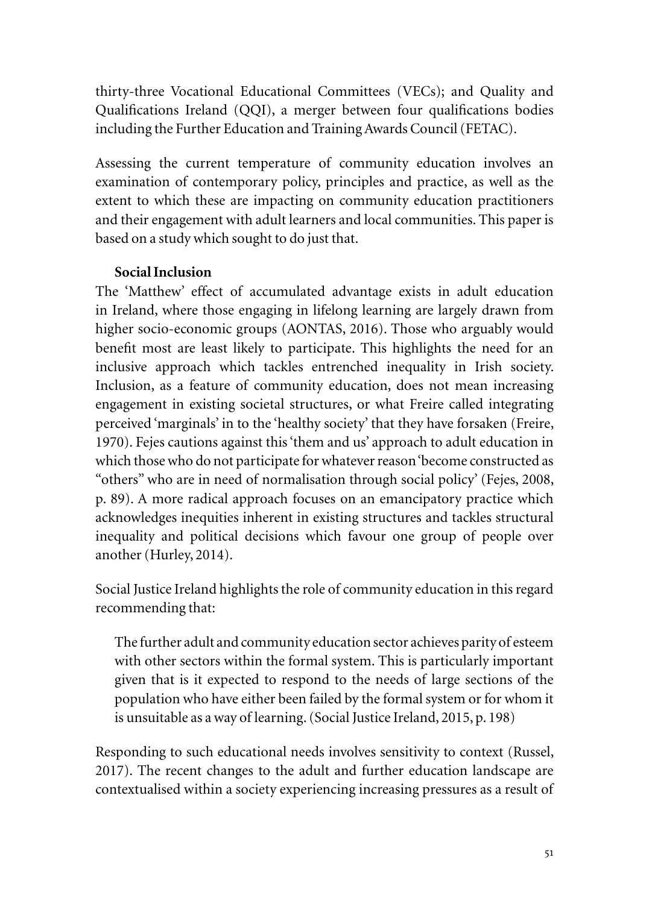thirty-three Vocational Educational Committees (VECs); and Quality and Qualifications Ireland (QQI), a merger between four qualifications bodies including the Further Education and Training Awards Council (FETAC).

Assessing the current temperature of community education involves an examination of contemporary policy, principles and practice, as well as the extent to which these are impacting on community education practitioners and their engagement with adult learners and local communities. This paper is based on a study which sought to do just that.

### Social Inclusion

The 'Matthew' effect of accumulated advantage exists in adult education in Ireland, where those engaging in lifelong learning are largely drawn from higher socio-economic groups (AONTAS, 2016). Those who arguably would benefit most are least likely to participate. This highlights the need for an inclusive approach which tackles entrenched inequality in Irish society. Inclusion, as a feature of community education, does not mean increasing engagement in existing societal structures, or what Freire called integrating perceived 'marginals' in to the 'healthy society' that they have forsaken (Freire, 1970). Fejes cautions against this 'them and us' approach to adult education in which those who do not participate for whatever reason 'become constructed as "others" who are in need of normalisation through social policy' (Fejes, 2008, p. 89). A more radical approach focuses on an emancipatory practice which acknowledges inequities inherent in existing structures and tackles structural inequality and political decisions which favour one group of people over another (Hurley, 2014).

Social Justice Ireland highlights the role of community education in this regard recommending that:

> The further adult and community education sector achieves parity of esteem with other sectors within the formal system. This is particularly important given that is it expected to respond to the needs of large sections of the population who have either been failed by the formal system or for whom it is unsuitable as a way of learning. (Social Justice Ireland, 2015, p. 198)

Responding to such educational needs involves sensitivity to context (Russel, 2017). The recent changes to the adult and further education landscape are contextualised within a society experiencing increasing pressures as a result of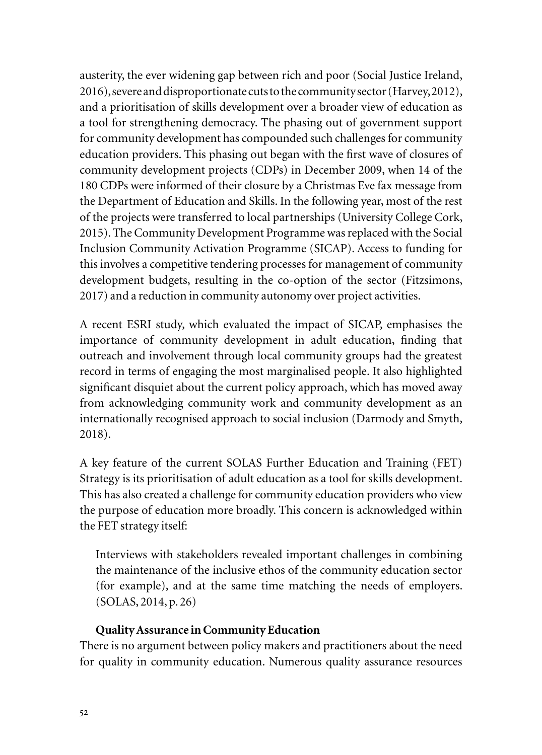austerity, the ever widening gap between rich and poor (Social Justice Ireland, 2016), severe and disproportionate cuts to the community sector (Harvey, 2012), and a prioritisation of skills development over a broader view of education as a tool for strengthening democracy. The phasing out of government support for community development has compounded such challenges for community education providers. This phasing out began with the first wave of closures of community development projects (CDPs) in December 2009, when 14 of the 180 CDPs were informed of their closure by a Christmas Eve fax message from the Department of Education and Skills. In the following year, most of the rest of the projects were transferred to local partnerships (University College Cork, 2015). The Community Development Programme was replaced with the Social Inclusion Community Activation Programme (SICAP). Access to funding for this involves a competitive tendering processes for management of community development budgets, resulting in the co-option of the sector (Fitzsimons, 2017) and a reduction in community autonomy over project activities.

A recent ESRI study, which evaluated the impact of SICAP, emphasises the importance of community development in adult education, finding that outreach and involvement through local community groups had the greatest record in terms of engaging the most marginalised people. It also highlighted significant disquiet about the current policy approach, which has moved away from acknowledging community work and community development as an internationally recognised approach to social inclusion (Darmody and Smyth, 2018).

A key feature of the current SOLAS Further Education and Training (FET) Strategy is its prioritisation of adult education as a tool for skills development. This has also created a challenge for community education providers who view the purpose of education more broadly. This concern is acknowledged within the FET strategy itself:

> Interviews with stakeholders revealed important challenges in combining the maintenance of the inclusive ethos of the community education sector (for example), and at the same time matching the needs of employers. (SOLAS, 2014, p. 26)

## Quality Assurance in Community Education

There is no argument between policy makers and practitioners about the need for quality in community education. Numerous quality assurance resources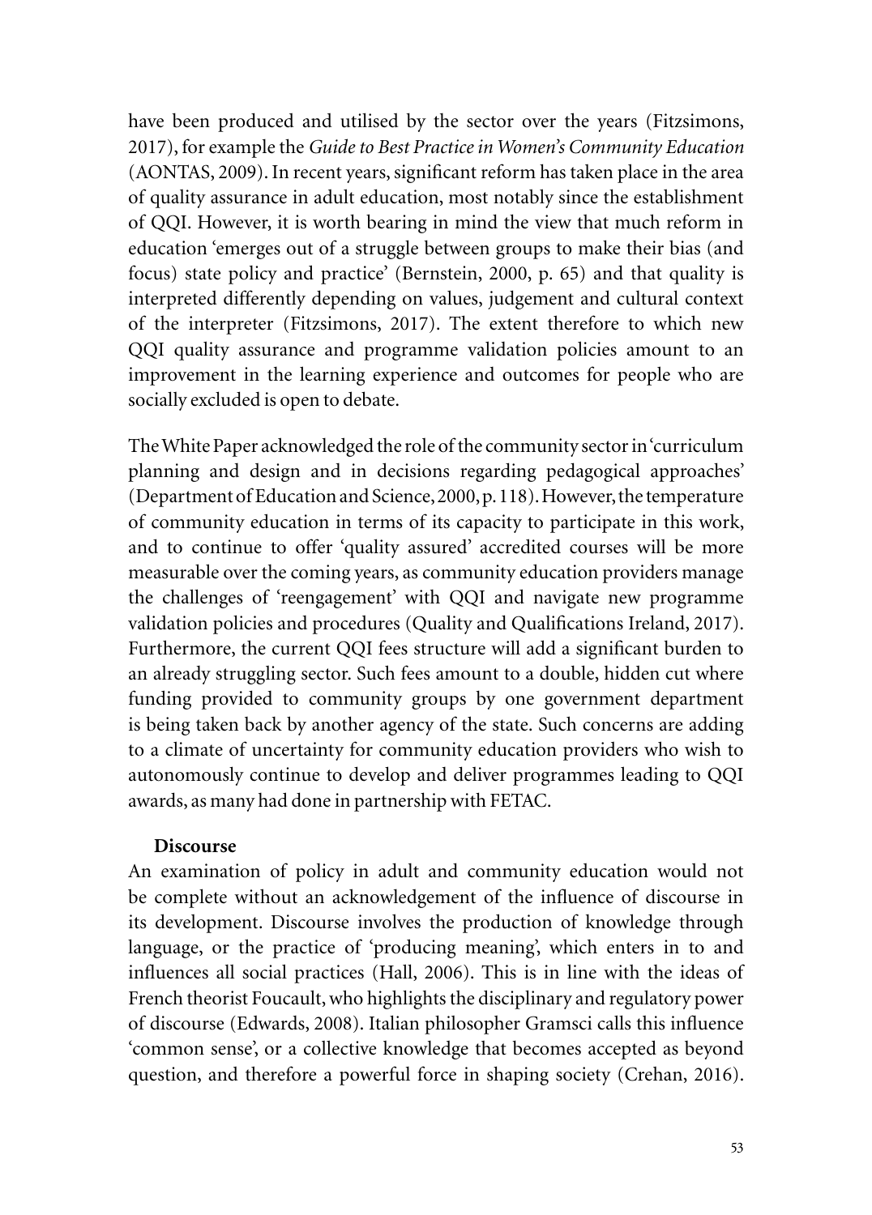have been produced and utilised by the sector over the years (Fitzsimons, 2017), for example the *Guide to Best Practice in Women's Community Education* (AONTAS, 2009). In recent years, significant reform has taken place in the area of quality assurance in adult education, most notably since the establishment of QQI. However, it is worth bearing in mind the view that much reform in education 'emerges out of a struggle between groups to make their bias (and focus) state policy and practice' (Bernstein, 2000, p. 65) and that quality is interpreted differently depending on values, judgement and cultural context of the interpreter (Fitzsimons, 2017). The extent therefore to which new QQI quality assurance and programme validation policies amount to an improvement in the learning experience and outcomes for people who are socially excluded is open to debate.

The White Paper acknowledged the role of the community sector in 'curriculum planning and design and in decisions regarding pedagogical approaches' (Department of Education and Science, 2000, p. 118). However, the temperature of community education in terms of its capacity to participate in this work, and to continue to offer 'quality assured' accredited courses will be more measurable over the coming years, as community education providers manage the challenges of 'reengagement' with QQI and navigate new programme validation policies and procedures (Quality and Qualifications Ireland, 2017). Furthermore, the current QQI fees structure will add a significant burden to an already struggling sector. Such fees amount to a double, hidden cut where funding provided to community groups by one government department is being taken back by another agency of the state. Such concerns are adding to a climate of uncertainty for community education providers who wish to autonomously continue to develop and deliver programmes leading to QQI awards, as many had done in partnership with FETAC.

**Discourse**

An examination of policy in adult and community education would not be complete without an acknowledgement of the influence of discourse in its development. Discourse involves the production of knowledge through language, or the practice of 'producing meaning', which enters in to and influences all social practices (Hall, 2006). This is in line with the ideas of French theorist Foucault, who highlights the disciplinary and regulatory power of discourse (Edwards, 2008). Italian philosopher Gramsci calls this influence 'common sense', or a collective knowledge that becomes accepted as beyond question, and therefore a powerful force in shaping society (Crehan, 2016).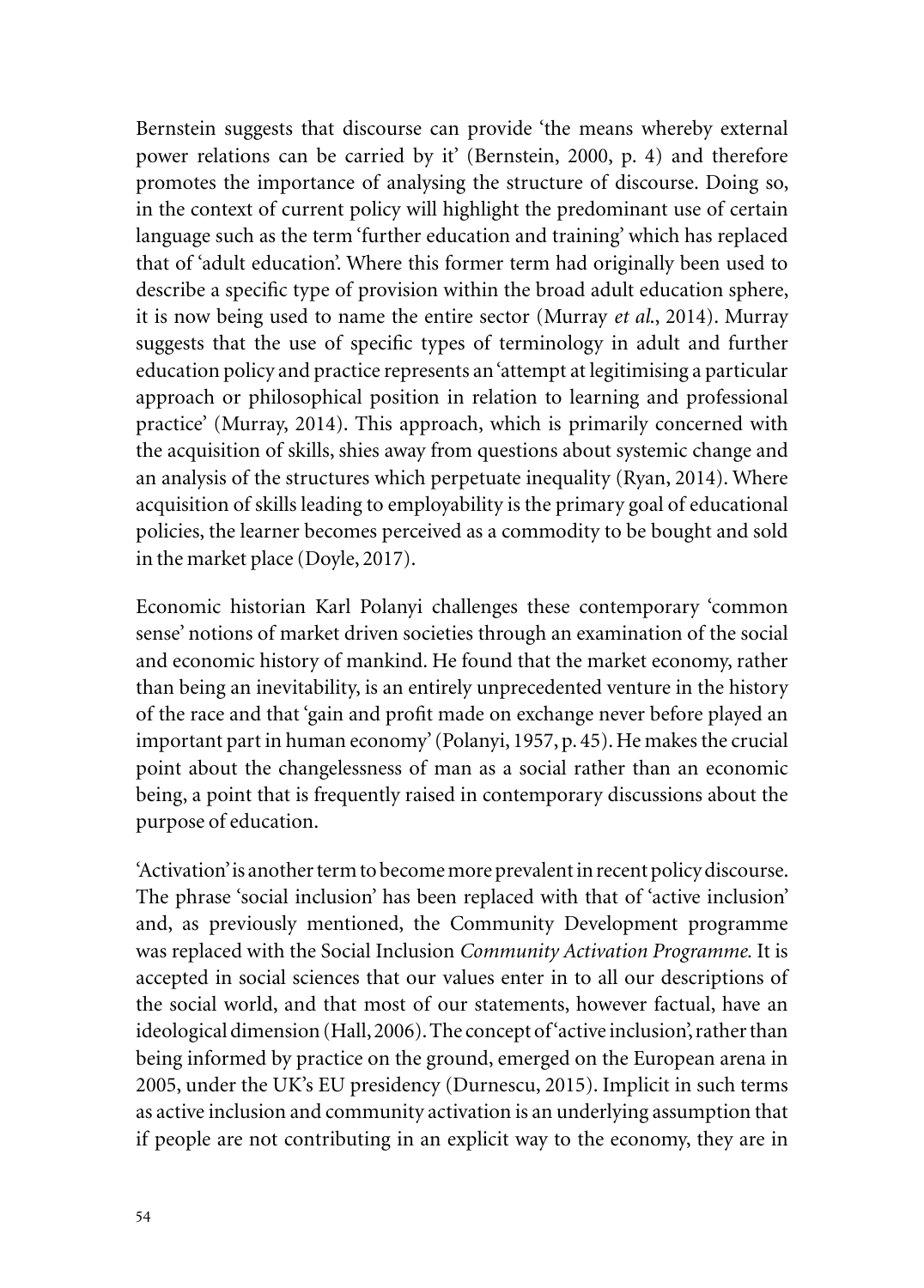Bernstein suggests that discourse can provide 'the means whereby external power relations can be carried by it' (Bernstein, 2000, p. 4) and therefore promotes the importance of analysing the structure of discourse. Doing so, in the context of current policy will highlight the predominant use of certain language such as the term 'further education and training' which has replaced that of 'adult education'. Where this former term had originally been used to describe a specific type of provision within the broad adult education sphere, it is now being used to name the entire sector (Murray *et al.*, 2014). Murray suggests that the use of specific types of terminology in adult and further education policy and practice represents an 'attempt at legitimising a particular approach or philosophical position in relation to learning and professional practice' (Murray, 2014). This approach, which is primarily concerned with the acquisition of skills, shies away from questions about systemic change and an analysis of the structures which perpetuate inequality (Ryan, 2014). Where acquisition of skills leading to employability is the primary goal of educational policies, the learner becomes perceived as a commodity to be bought and sold in the market place (Doyle, 2017).

Economic historian Karl Polanyi challenges these contemporary 'common sense' notions of market driven societies through an examination of the social and economic history of mankind. He found that the market economy, rather than being an inevitability, is an entirely unprecedented venture in the history of the race and that 'gain and profit made on exchange never before played an important part in human economy' (Polanyi, 1957, p. 45). He makes the crucial point about the changelessness of man as a social rather than an economic being, a point that is frequently raised in contemporary discussions about the purpose of education.

'Activation' is another term to become more prevalent in recent policy discourse. The phrase 'social inclusion' has been replaced with that of 'active inclusion' and, as previously mentioned, the Community Development programme was replaced with the Social Inclusion *Community Activation Programme.* It is accepted in social sciences that our values enter in to all our descriptions of the social world, and that most of our statements, however factual, have an ideological dimension (Hall, 2006). The concept of 'active inclusion', rather than being informed by practice on the ground, emerged on the European arena in 2005, under the UK's EU presidency (Durnescu, 2015). Implicit in such terms as active inclusion and community activation is an underlying assumption that if people are not contributing in an explicit way to the economy, they are in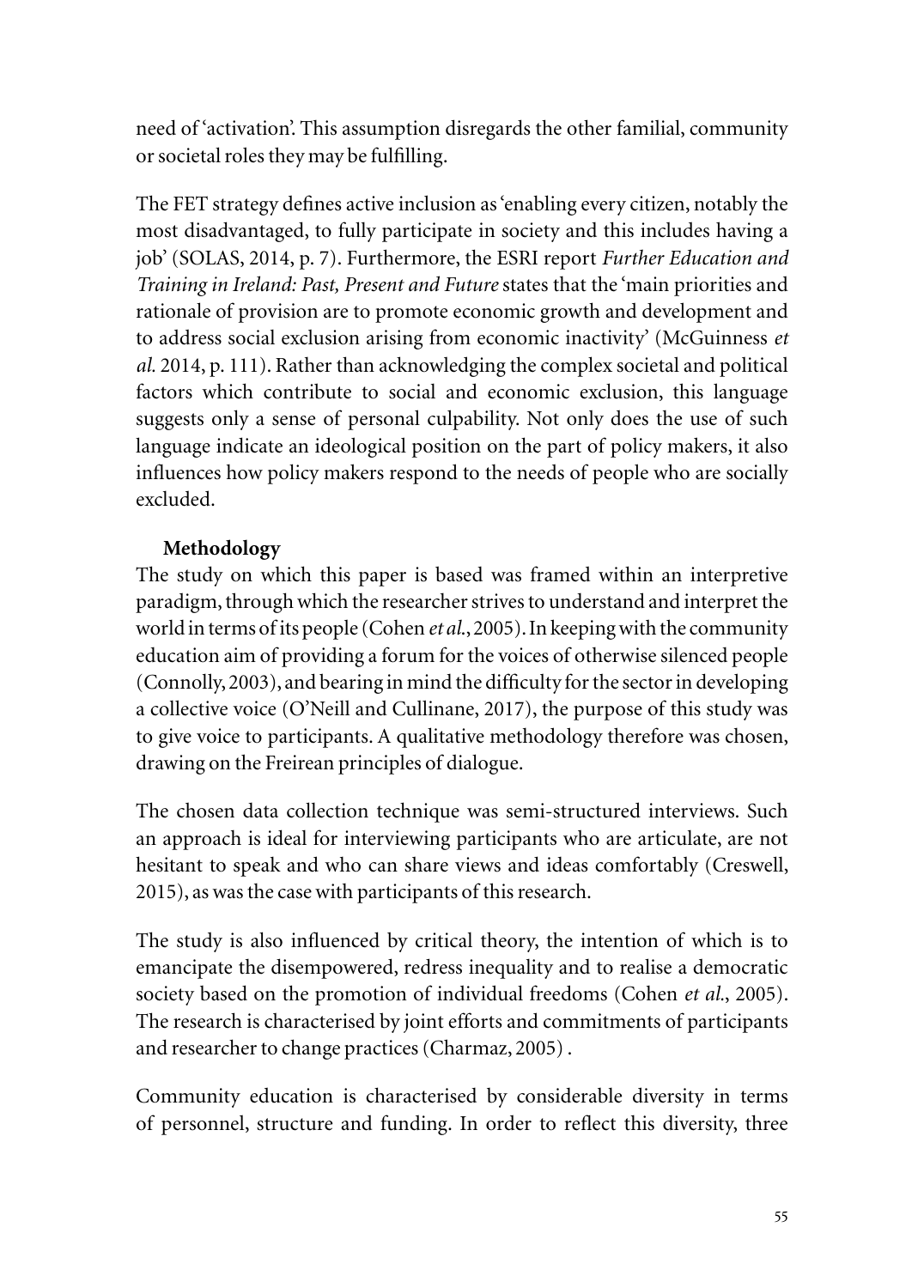need of 'activation'. This assumption disregards the other familial, community or societal roles they may be fulfilling.

The FET strategy defines active inclusion as 'enabling every citizen, notably the most disadvantaged, to fully participate in society and this includes having a job' (SOLAS, 2014, p. 7). Furthermore, the ESRI report *Further Education and Training in Ireland: Past, Present and Future* states that the 'main priorities and rationale of provision are to promote economic growth and development and to address social exclusion arising from economic inactivity' (McGuinness *et al.* 2014, p. 111). Rather than acknowledging the complex societal and political factors which contribute to social and economic exclusion, this language suggests only a sense of personal culpability. Not only does the use of such language indicate an ideological position on the part of policy makers, it also influences how policy makers respond to the needs of people who are socially excluded.

## Methodology

The study on which this paper is based was framed within an interpretive paradigm, through which the researcher strives to understand and interpret the world in terms of its people (Cohen *et al.*, 2005). In keeping with the community education aim of providing a forum for the voices of otherwise silenced people (Connolly, 2003), and bearing in mind the difficulty for the sector in developing a collective voice (O'Neill and Cullinane, 2017), the purpose of this study was to give voice to participants. A qualitative methodology therefore was chosen, drawing on the Freirean principles of dialogue.

The chosen data collection technique was semi-structured interviews. Such an approach is ideal for interviewing participants who are articulate, are not hesitant to speak and who can share views and ideas comfortably (Creswell, 2015), as was the case with participants of this research.

The study is also influenced by critical theory, the intention of which is to emancipate the disempowered, redress inequality and to realise a democratic society based on the promotion of individual freedoms (Cohen *et al.*, 2005). The research is characterised by joint efforts and commitments of participants and researcher to change practices (Charmaz, 2005) .

Community education is characterised by considerable diversity in terms of personnel, structure and funding. In order to reflect this diversity, three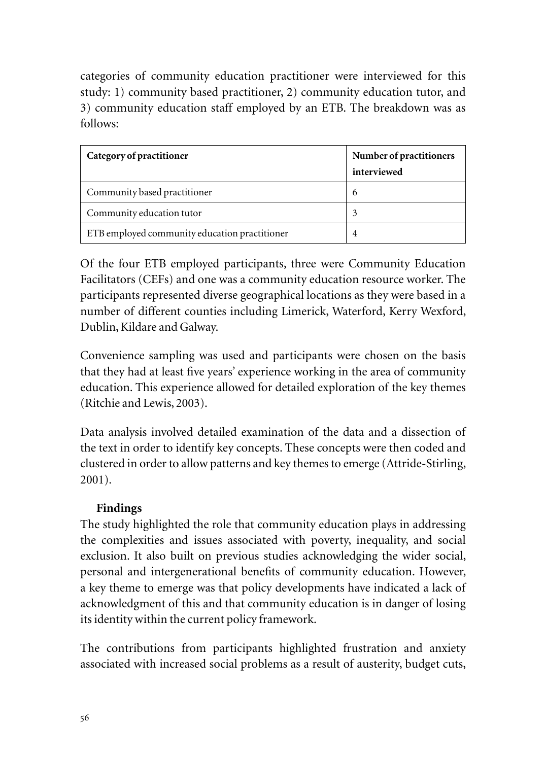categories of community education practitioner were interviewed for this study: 1) community based practitioner, 2) community education tutor, and 3) community education staff employed by an ETB. The breakdown was as follows:

| Category of practitioner | Number of practitioners interviewed |
|---|---|
| Community based practitioner | 6 |
| Community education tutor | 3 |
| ETB employed community education practitioner | 4 |

Of the four ETB employed participants, three were Community Education Facilitators (CEFs) and one was a community education resource worker. The participants represented diverse geographical locations as they were based in a number of different counties including Limerick, Waterford, Kerry Wexford, Dublin, Kildare and Galway.

Convenience sampling was used and participants were chosen on the basis that they had at least five years' experience working in the area of community education. This experience allowed for detailed exploration of the key themes (Ritchie and Lewis, 2003).

Data analysis involved detailed examination of the data and a dissection of the text in order to identify key concepts. These concepts were then coded and clustered in order to allow patterns and key themes to emerge (Attride-Stirling, 2001).

## Findings

The study highlighted the role that community education plays in addressing the complexities and issues associated with poverty, inequality, and social exclusion. It also built on previous studies acknowledging the wider social, personal and intergenerational benefits of community education. However, a key theme to emerge was that policy developments have indicated a lack of acknowledgment of this and that community education is in danger of losing its identity within the current policy framework.

The contributions from participants highlighted frustration and anxiety associated with increased social problems as a result of austerity, budget cuts,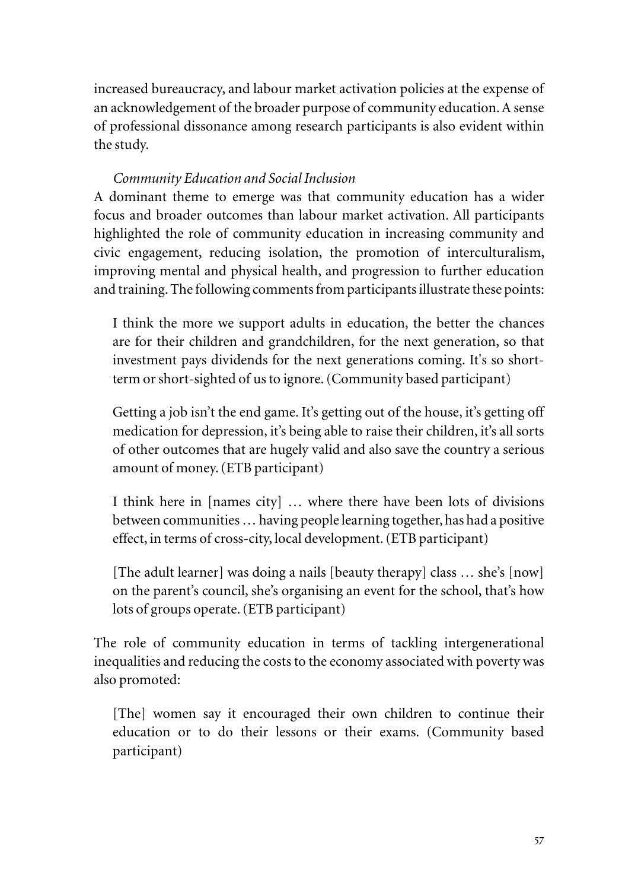increased bureaucracy, and labour market activation policies at the expense of an acknowledgement of the broader purpose of community education. A sense of professional dissonance among research participants is also evident within the study.

### *Community Education and Social Inclusion*

A dominant theme to emerge was that community education has a wider focus and broader outcomes than labour market activation. All participants highlighted the role of community education in increasing community and civic engagement, reducing isolation, the promotion of interculturalism, improving mental and physical health, and progression to further education and training. The following comments from participants illustrate these points:

> I think the more we support adults in education, the better the chances are for their children and grandchildren, for the next generation, so that investment pays dividends for the next generations coming. It's so short-term or short-sighted of us to ignore. (Community based participant)

> Getting a job isn't the end game. It's getting out of the house, it's getting off medication for depression, it's being able to raise their children, it's all sorts of other outcomes that are hugely valid and also save the country a serious amount of money. (ETB participant)

> I think here in [names city] … where there have been lots of divisions between communities … having people learning together, has had a positive effect, in terms of cross-city, local development. (ETB participant)

> [The adult learner] was doing a nails [beauty therapy] class … she's [now] on the parent's council, she's organising an event for the school, that's how lots of groups operate. (ETB participant)

The role of community education in terms of tackling intergenerational inequalities and reducing the costs to the economy associated with poverty was also promoted:

> [The] women say it encouraged their own children to continue their education or to do their lessons or their exams. (Community based participant)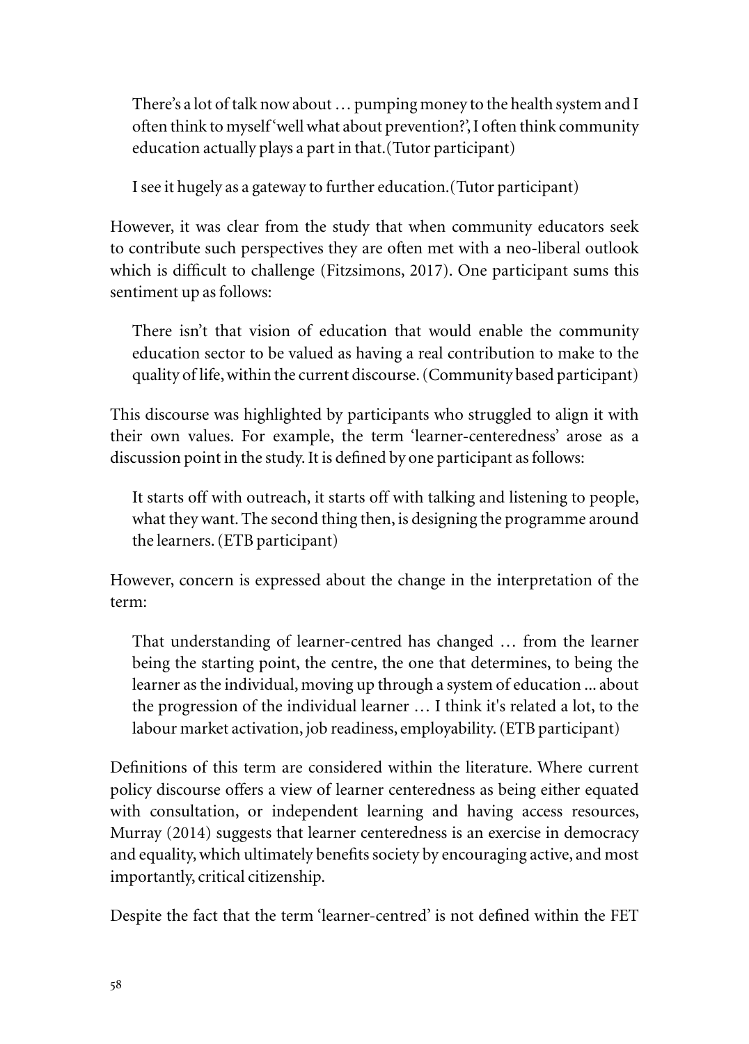> There's a lot of talk now about … pumping money to the health system and I often think to myself 'well what about prevention?', I often think community education actually plays a part in that.(Tutor participant)

> I see it hugely as a gateway to further education.(Tutor participant)

However, it was clear from the study that when community educators seek to contribute such perspectives they are often met with a neo-liberal outlook which is difficult to challenge (Fitzsimons, 2017). One participant sums this sentiment up as follows:

> There isn't that vision of education that would enable the community education sector to be valued as having a real contribution to make to the quality of life, within the current discourse. (Community based participant)

This discourse was highlighted by participants who struggled to align it with their own values. For example, the term 'learner-centeredness' arose as a discussion point in the study. It is defined by one participant as follows:

> It starts off with outreach, it starts off with talking and listening to people, what they want. The second thing then, is designing the programme around the learners. (ETB participant)

However, concern is expressed about the change in the interpretation of the term:

> That understanding of learner-centred has changed … from the learner being the starting point, the centre, the one that determines, to being the learner as the individual, moving up through a system of education ... about the progression of the individual learner … I think it's related a lot, to the labour market activation, job readiness, employability. (ETB participant)

Definitions of this term are considered within the literature. Where current policy discourse offers a view of learner centeredness as being either equated with consultation, or independent learning and having access resources, Murray (2014) suggests that learner centeredness is an exercise in democracy and equality, which ultimately benefits society by encouraging active, and most importantly, critical citizenship.

Despite the fact that the term 'learner-centred' is not defined within the FET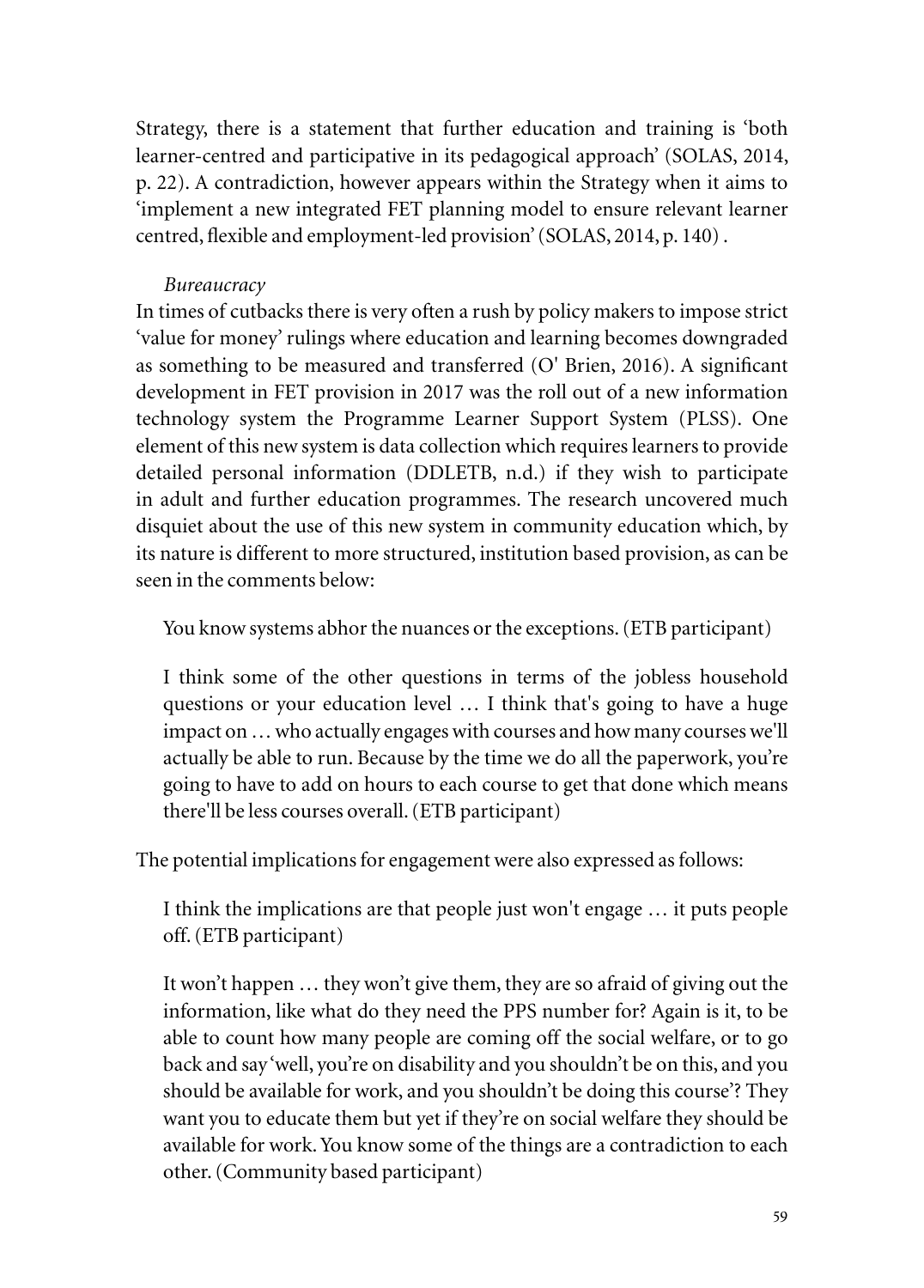Strategy, there is a statement that further education and training is 'both learner-centred and participative in its pedagogical approach' (SOLAS, 2014, p. 22). A contradiction, however appears within the Strategy when it aims to 'implement a new integrated FET planning model to ensure relevant learner centred, flexible and employment-led provision' (SOLAS, 2014, p. 140) .

*Bureaucracy*

In times of cutbacks there is very often a rush by policy makers to impose strict 'value for money' rulings where education and learning becomes downgraded as something to be measured and transferred (O' Brien, 2016). A significant development in FET provision in 2017 was the roll out of a new information technology system the Programme Learner Support System (PLSS). One element of this new system is data collection which requires learners to provide detailed personal information (DDLETB, n.d.) if they wish to participate in adult and further education programmes. The research uncovered much disquiet about the use of this new system in community education which, by its nature is different to more structured, institution based provision, as can be seen in the comments below:

> You know systems abhor the nuances or the exceptions. (ETB participant)

> I think some of the other questions in terms of the jobless household questions or your education level … I think that's going to have a huge impact on … who actually engages with courses and how many courses we'll actually be able to run. Because by the time we do all the paperwork, you're going to have to add on hours to each course to get that done which means there'll be less courses overall. (ETB participant)

The potential implications for engagement were also expressed as follows:

> I think the implications are that people just won't engage … it puts people off. (ETB participant)

> It won't happen … they won't give them, they are so afraid of giving out the information, like what do they need the PPS number for? Again is it, to be able to count how many people are coming off the social welfare, or to go back and say 'well, you're on disability and you shouldn't be on this, and you should be available for work, and you shouldn't be doing this course'? They want you to educate them but yet if they're on social welfare they should be available for work. You know some of the things are a contradiction to each other. (Community based participant)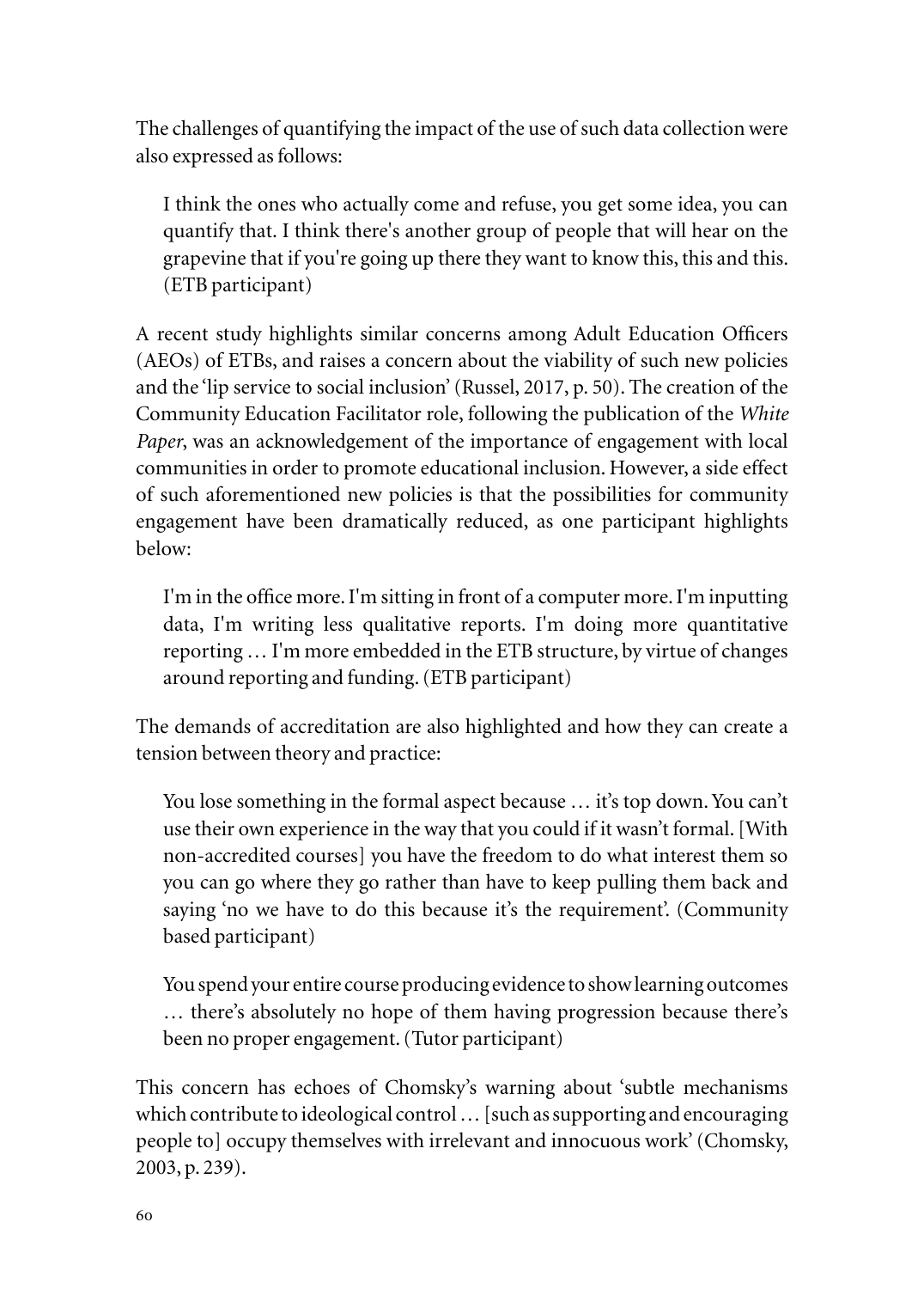The challenges of quantifying the impact of the use of such data collection were also expressed as follows:

> I think the ones who actually come and refuse, you get some idea, you can quantify that. I think there's another group of people that will hear on the grapevine that if you're going up there they want to know this, this and this. (ETB participant)

A recent study highlights similar concerns among Adult Education Officers (AEOs) of ETBs, and raises a concern about the viability of such new policies and the 'lip service to social inclusion' (Russel, 2017, p. 50). The creation of the Community Education Facilitator role, following the publication of the *White Paper*, was an acknowledgement of the importance of engagement with local communities in order to promote educational inclusion. However, a side effect of such aforementioned new policies is that the possibilities for community engagement have been dramatically reduced, as one participant highlights below:

> I'm in the office more. I'm sitting in front of a computer more. I'm inputting data, I'm writing less qualitative reports. I'm doing more quantitative reporting … I'm more embedded in the ETB structure, by virtue of changes around reporting and funding. (ETB participant)

The demands of accreditation are also highlighted and how they can create a tension between theory and practice:

> You lose something in the formal aspect because … it's top down. You can't use their own experience in the way that you could if it wasn't formal. [With non-accredited courses] you have the freedom to do what interest them so you can go where they go rather than have to keep pulling them back and saying 'no we have to do this because it's the requirement'. (Community based participant)

> You spend your entire course producing evidence to show learning outcomes … there's absolutely no hope of them having progression because there's been no proper engagement. (Tutor participant)

This concern has echoes of Chomsky's warning about 'subtle mechanisms which contribute to ideological control … [such as supporting and encouraging people to] occupy themselves with irrelevant and innocuous work' (Chomsky, 2003, p. 239).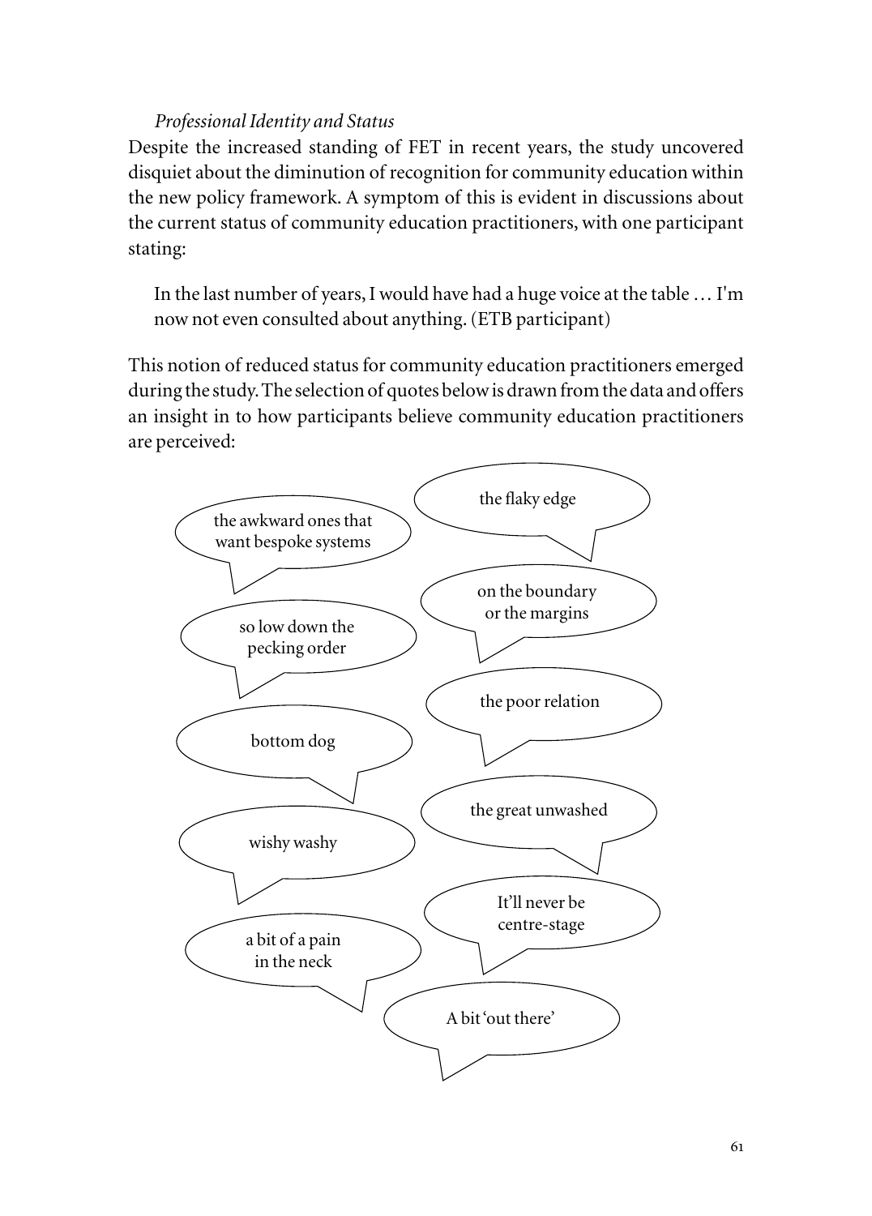*Professional Identity and Status*

Despite the increased standing of FET in recent years, the study uncovered disquiet about the diminution of recognition for community education within the new policy framework. A symptom of this is evident in discussions about the current status of community education practitioners, with one participant stating:

> In the last number of years, I would have had a huge voice at the table … I'm now not even consulted about anything. (ETB participant)

This notion of reduced status for community education practitioners emerged during the study. The selection of quotes below is drawn from the data and offers an insight in to how participants believe community education practitioners are perceived:

- the awkward ones that want bespoke systems
- the flaky edge
- on the boundary or the margins
- so low down the pecking order
- the poor relation
- bottom dog
- the great unwashed
- wishy washy
- It'll never be centre-stage
- a bit of a pain in the neck
- A bit 'out there'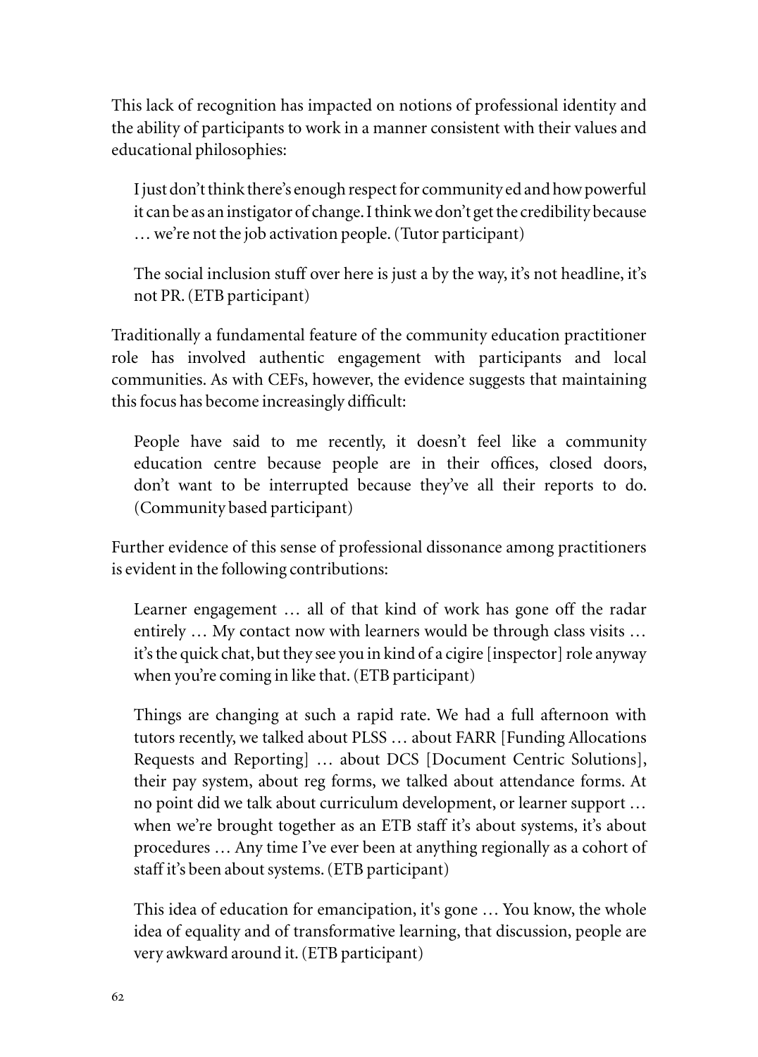This lack of recognition has impacted on notions of professional identity and the ability of participants to work in a manner consistent with their values and educational philosophies:

> I just don't think there's enough respect for community ed and how powerful it can be as an instigator of change. I think we don't get the credibility because … we're not the job activation people. (Tutor participant)

> The social inclusion stuff over here is just a by the way, it's not headline, it's not PR. (ETB participant)

Traditionally a fundamental feature of the community education practitioner role has involved authentic engagement with participants and local communities. As with CEFs, however, the evidence suggests that maintaining this focus has become increasingly difficult:

> People have said to me recently, it doesn't feel like a community education centre because people are in their offices, closed doors, don't want to be interrupted because they've all their reports to do. (Community based participant)

Further evidence of this sense of professional dissonance among practitioners is evident in the following contributions:

> Learner engagement … all of that kind of work has gone off the radar entirely … My contact now with learners would be through class visits … it's the quick chat, but they see you in kind of a cigire [inspector] role anyway when you're coming in like that. (ETB participant)

> Things are changing at such a rapid rate. We had a full afternoon with tutors recently, we talked about PLSS … about FARR [Funding Allocations Requests and Reporting] … about DCS [Document Centric Solutions], their pay system, about reg forms, we talked about attendance forms. At no point did we talk about curriculum development, or learner support … when we're brought together as an ETB staff it's about systems, it's about procedures … Any time I've ever been at anything regionally as a cohort of staff it's been about systems. (ETB participant)

> This idea of education for emancipation, it's gone … You know, the whole idea of equality and of transformative learning, that discussion, people are very awkward around it. (ETB participant)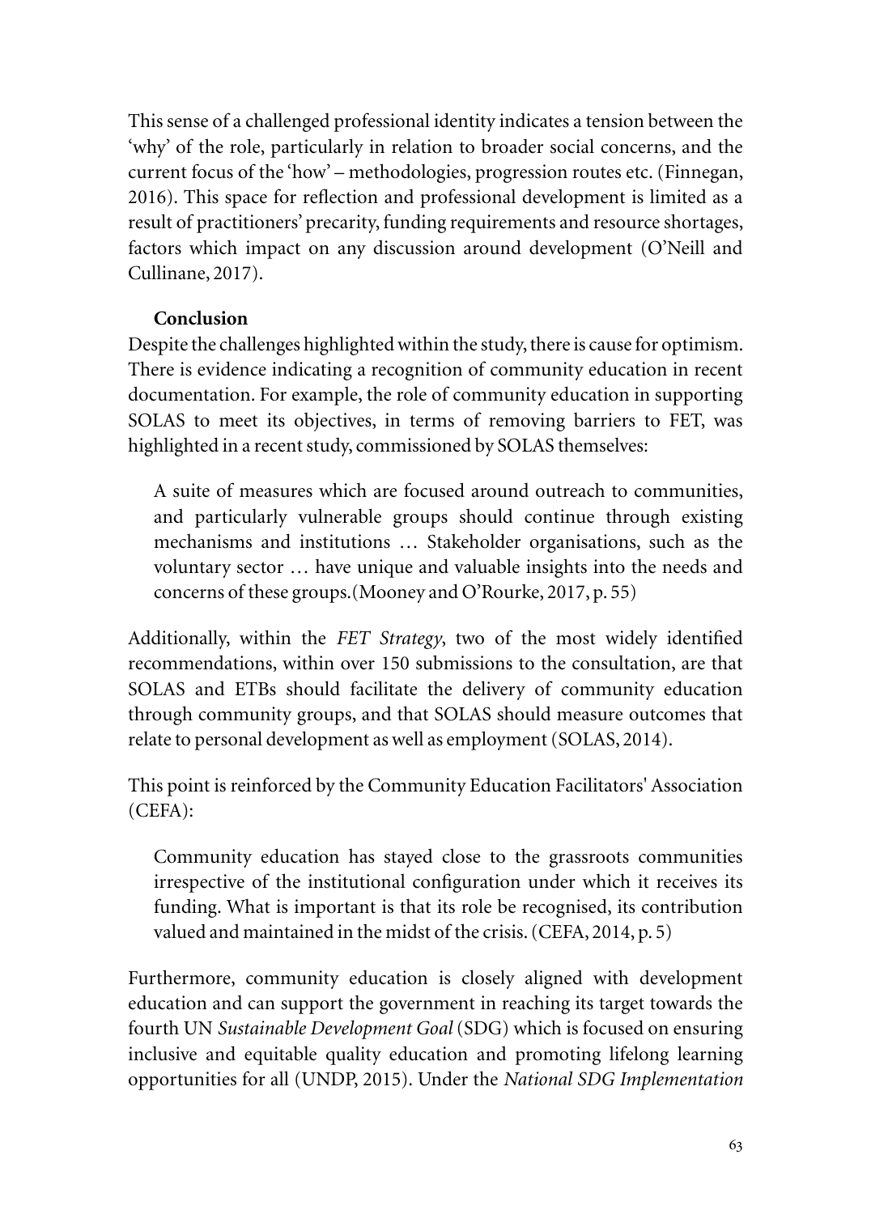This sense of a challenged professional identity indicates a tension between the 'why' of the role, particularly in relation to broader social concerns, and the current focus of the 'how' – methodologies, progression routes etc. (Finnegan, 2016). This space for reflection and professional development is limited as a result of practitioners' precarity, funding requirements and resource shortages, factors which impact on any discussion around development (O'Neill and Cullinane, 2017).

## Conclusion

Despite the challenges highlighted within the study, there is cause for optimism. There is evidence indicating a recognition of community education in recent documentation. For example, the role of community education in supporting SOLAS to meet its objectives, in terms of removing barriers to FET, was highlighted in a recent study, commissioned by SOLAS themselves:

> A suite of measures which are focused around outreach to communities, and particularly vulnerable groups should continue through existing mechanisms and institutions … Stakeholder organisations, such as the voluntary sector … have unique and valuable insights into the needs and concerns of these groups.(Mooney and O'Rourke, 2017, p. 55)

Additionally, within the *FET Strategy*, two of the most widely identified recommendations, within over 150 submissions to the consultation, are that SOLAS and ETBs should facilitate the delivery of community education through community groups, and that SOLAS should measure outcomes that relate to personal development as well as employment (SOLAS, 2014).

This point is reinforced by the Community Education Facilitators' Association (CEFA):

> Community education has stayed close to the grassroots communities irrespective of the institutional configuration under which it receives its funding. What is important is that its role be recognised, its contribution valued and maintained in the midst of the crisis. (CEFA, 2014, p. 5)

Furthermore, community education is closely aligned with development education and can support the government in reaching its target towards the fourth UN *Sustainable Development Goal* (SDG) which is focused on ensuring inclusive and equitable quality education and promoting lifelong learning opportunities for all (UNDP, 2015). Under the *National SDG Implementation*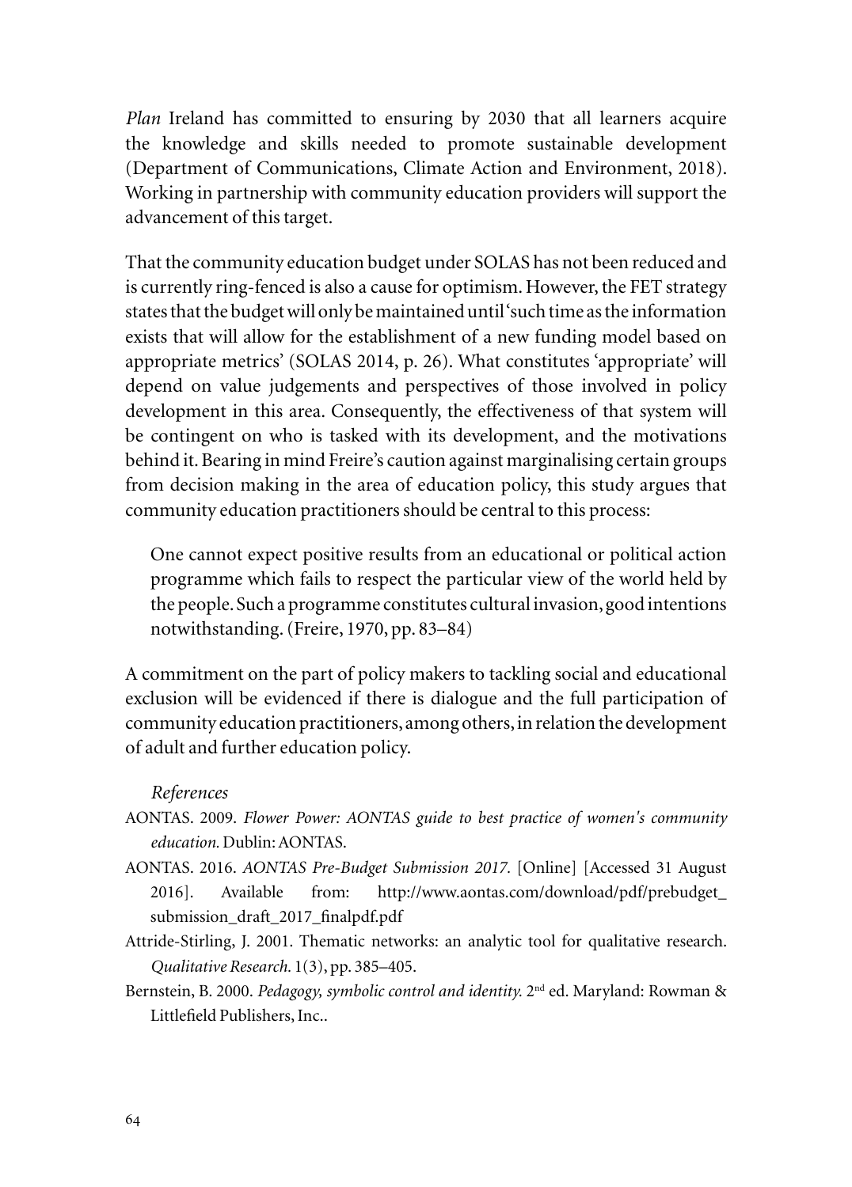*Plan* Ireland has committed to ensuring by 2030 that all learners acquire the knowledge and skills needed to promote sustainable development (Department of Communications, Climate Action and Environment, 2018). Working in partnership with community education providers will support the advancement of this target.

That the community education budget under SOLAS has not been reduced and is currently ring-fenced is also a cause for optimism. However, the FET strategy states that the budget will only be maintained until 'such time as the information exists that will allow for the establishment of a new funding model based on appropriate metrics' (SOLAS 2014, p. 26). What constitutes 'appropriate' will depend on value judgements and perspectives of those involved in policy development in this area. Consequently, the effectiveness of that system will be contingent on who is tasked with its development, and the motivations behind it. Bearing in mind Freire's caution against marginalising certain groups from decision making in the area of education policy, this study argues that community education practitioners should be central to this process:

> One cannot expect positive results from an educational or political action programme which fails to respect the particular view of the world held by the people. Such a programme constitutes cultural invasion, good intentions notwithstanding. (Freire, 1970, pp. 83–84)

A commitment on the part of policy makers to tackling social and educational exclusion will be evidenced if there is dialogue and the full participation of community education practitioners, among others, in relation the development of adult and further education policy.

*References*

AONTAS. 2009. *Flower Power: AONTAS guide to best practice of women's community education.* Dublin: AONTAS.

AONTAS. 2016. *AONTAS Pre-Budget Submission 2017.* [Online] [Accessed 31 August 2016]. Available from: http://www.aontas.com/download/pdf/prebudget_submission_draft_2017_finalpdf.pdf

Attride-Stirling, J. 2001. Thematic networks: an analytic tool for qualitative research. *Qualitative Research.* 1(3), pp. 385–405.

Bernstein, B. 2000. *Pedagogy, symbolic control and identity.* 2nd ed. Maryland: Rowman & Littlefield Publishers, Inc..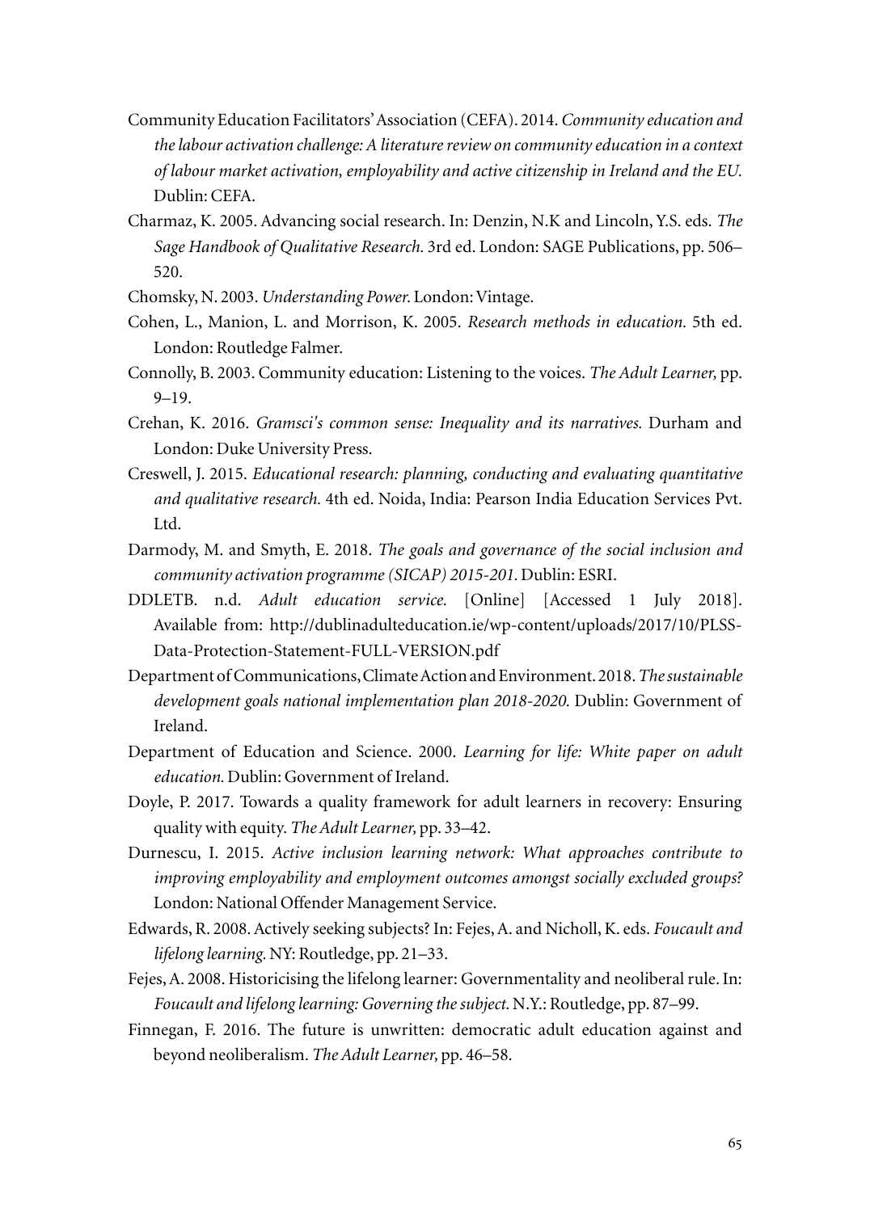Community Education Facilitators' Association (CEFA). 2014. *Community education and the labour activation challenge: A literature review on community education in a context of labour market activation, employability and active citizenship in Ireland and the EU.* Dublin: CEFA.

Charmaz, K. 2005. Advancing social research. In: Denzin, N.K and Lincoln, Y.S. eds. *The Sage Handbook of Qualitative Research.* 3rd ed. London: SAGE Publications, pp. 506–520.

Chomsky, N. 2003. *Understanding Power.* London: Vintage.

Cohen, L., Manion, L. and Morrison, K. 2005. *Research methods in education.* 5th ed. London: Routledge Falmer.

Connolly, B. 2003. Community education: Listening to the voices. *The Adult Learner,* pp. 9–19.

Crehan, K. 2016. *Gramsci's common sense: Inequality and its narratives.* Durham and London: Duke University Press.

Creswell, J. 2015. *Educational research: planning, conducting and evaluating quantitative and qualitative research.* 4th ed. Noida, India: Pearson India Education Services Pvt. Ltd.

Darmody, M. and Smyth, E. 2018. *The goals and governance of the social inclusion and community activation programme (SICAP) 2015-201.* Dublin: ESRI.

DDLETB. n.d. *Adult education service.* [Online] [Accessed 1 July 2018]. Available from: http://dublinadulteducation.ie/wp-content/uploads/2017/10/PLSS-Data-Protection-Statement-FULL-VERSION.pdf

Department of Communications, Climate Action and Environment. 2018. *The sustainable development goals national implementation plan 2018-2020.* Dublin: Government of Ireland.

Department of Education and Science. 2000. *Learning for life: White paper on adult education.* Dublin: Government of Ireland.

Doyle, P. 2017. Towards a quality framework for adult learners in recovery: Ensuring quality with equity. *The Adult Learner,* pp. 33–42.

Durnescu, I. 2015. *Active inclusion learning network: What approaches contribute to improving employability and employment outcomes amongst socially excluded groups?* London: National Offender Management Service.

Edwards, R. 2008. Actively seeking subjects? In: Fejes, A. and Nicholl, K. eds. *Foucault and lifelong learning.* NY: Routledge, pp. 21–33.

Fejes, A. 2008. Historicising the lifelong learner: Governmentality and neoliberal rule. In: *Foucault and lifelong learning: Governing the subject.* N.Y.: Routledge, pp. 87–99.

Finnegan, F. 2016. The future is unwritten: democratic adult education against and beyond neoliberalism. *The Adult Learner,* pp. 46–58.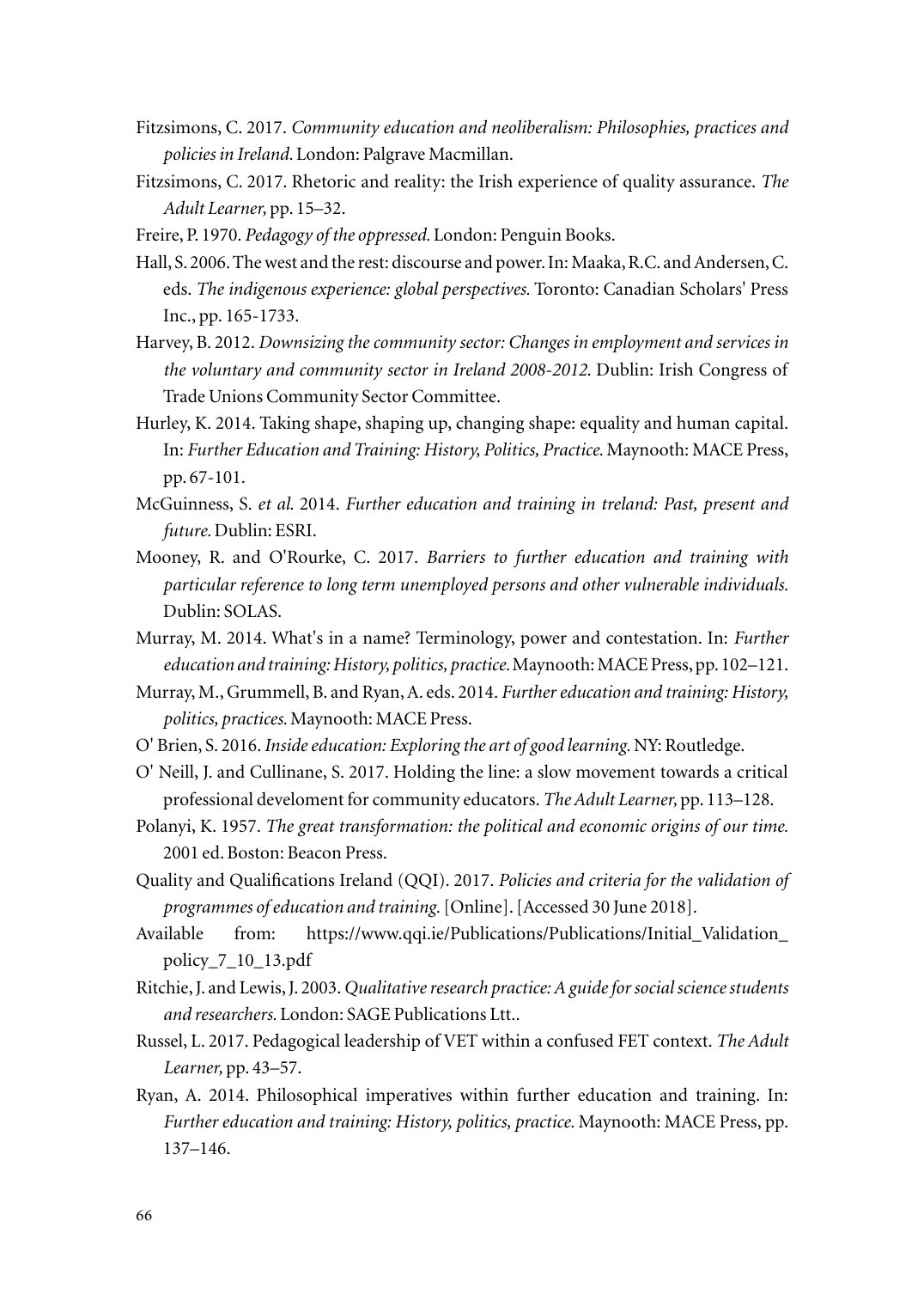Fitzsimons, C. 2017. *Community education and neoliberalism: Philosophies, practices and policies in Ireland.* London: Palgrave Macmillan.

Fitzsimons, C. 2017. Rhetoric and reality: the Irish experience of quality assurance. *The Adult Learner,* pp. 15–32.

Freire, P. 1970. *Pedagogy of the oppressed.* London: Penguin Books.

Hall, S. 2006. The west and the rest: discourse and power. In: Maaka, R.C. and Andersen, C. eds. *The indigenous experience: global perspectives.* Toronto: Canadian Scholars' Press Inc., pp. 165-1733.

Harvey, B. 2012. *Downsizing the community sector: Changes in employment and services in the voluntary and community sector in Ireland 2008-2012.* Dublin: Irish Congress of Trade Unions Community Sector Committee.

Hurley, K. 2014. Taking shape, shaping up, changing shape: equality and human capital. In: *Further Education and Training: History, Politics, Practice.* Maynooth: MACE Press, pp. 67-101.

McGuinness, S. *et al.* 2014. *Further education and training in treland: Past, present and future.* Dublin: ESRI.

Mooney, R. and O'Rourke, C. 2017. *Barriers to further education and training with particular reference to long term unemployed persons and other vulnerable individuals.* Dublin: SOLAS.

Murray, M. 2014. What's in a name? Terminology, power and contestation. In: *Further education and training: History, politics, practice.* Maynooth: MACE Press, pp. 102–121.

Murray, M., Grummell, B. and Ryan, A. eds. 2014. *Further education and training: History, politics, practices.* Maynooth: MACE Press.

O' Brien, S. 2016. *Inside education: Exploring the art of good learning.* NY: Routledge.

O' Neill, J. and Cullinane, S. 2017. Holding the line: a slow movement towards a critical professional develoment for community educators. *The Adult Learner,* pp. 113–128.

Polanyi, K. 1957. *The great transformation: the political and economic origins of our time.* 2001 ed. Boston: Beacon Press.

Quality and Qualifications Ireland (QQI). 2017. *Policies and criteria for the validation of programmes of education and training.* [Online]. [Accessed 30 June 2018].

Available from: https://www.qqi.ie/Publications/Publications/Initial_Validation_policy_7_10_13.pdf

Ritchie, J. and Lewis, J. 2003. *Qualitative research practice: A guide for social science students and researchers.* London: SAGE Publications Ltt..

Russel, L. 2017. Pedagogical leadership of VET within a confused FET context. *The Adult Learner,* pp. 43–57.

Ryan, A. 2014. Philosophical imperatives within further education and training. In: *Further education and training: History, politics, practice.* Maynooth: MACE Press, pp. 137–146.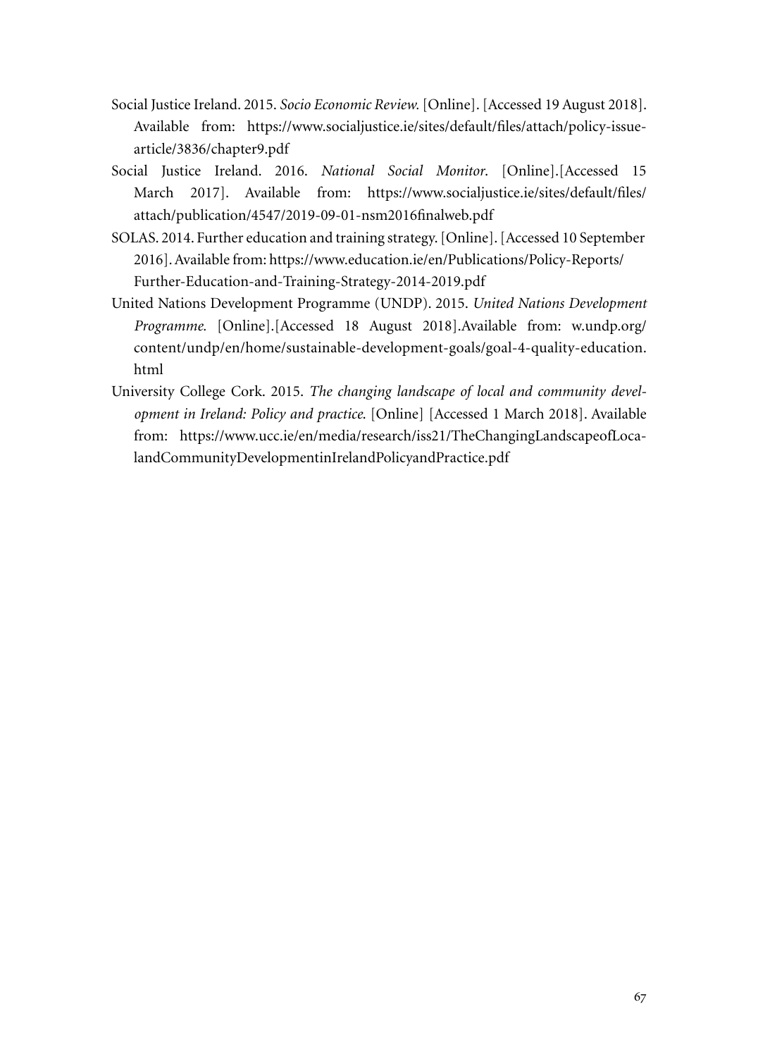Social Justice Ireland. 2015. *Socio Economic Review.* [Online]. [Accessed 19 August 2018]. Available from: https://www.socialjustice.ie/sites/default/files/attach/policy-issue-article/3836/chapter9.pdf

Social Justice Ireland. 2016. *National Social Monitor*. [Online].[Accessed 15 March 2017]. Available from: https://www.socialjustice.ie/sites/default/files/attach/publication/4547/2019-09-01-nsm2016finalweb.pdf

SOLAS. 2014. Further education and training strategy. [Online]. [Accessed 10 September 2016]. Available from: https://www.education.ie/en/Publications/Policy-Reports/Further-Education-and-Training-Strategy-2014-2019.pdf

United Nations Development Programme (UNDP). 2015. *United Nations Development Programme.* [Online].[Accessed 18 August 2018].Available from: w.undp.org/content/undp/en/home/sustainable-development-goals/goal-4-quality-education.html

University College Cork. 2015. *The changing landscape of local and community development in Ireland: Policy and practice.* [Online] [Accessed 1 March 2018]. Available from: https://www.ucc.ie/en/media/research/iss21/TheChangingLandscapeofLocalandCommunityDevelopmentinIrelandPolicyandPractice.pdf